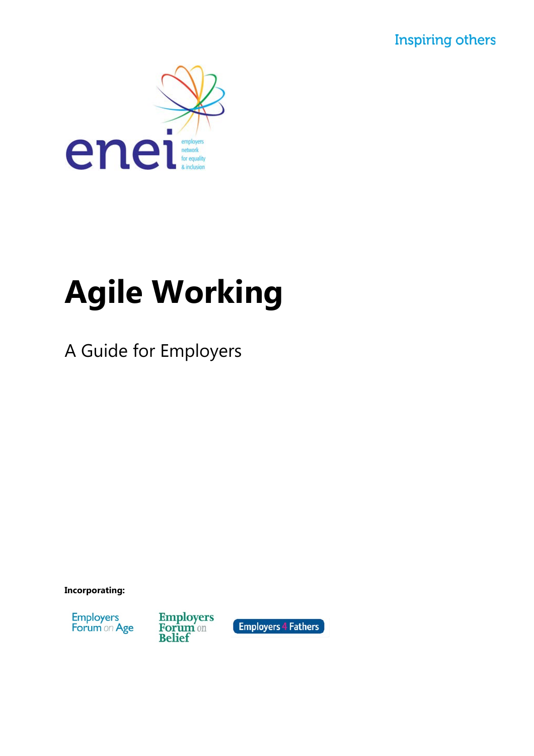Inspiring others

enei
employers network for equality & inclusion

# Agile Working

## A Guide for Employers

**Incorporating:**

Employers Forum on Age

Employers Forum on Belief

Employers 4 Fathers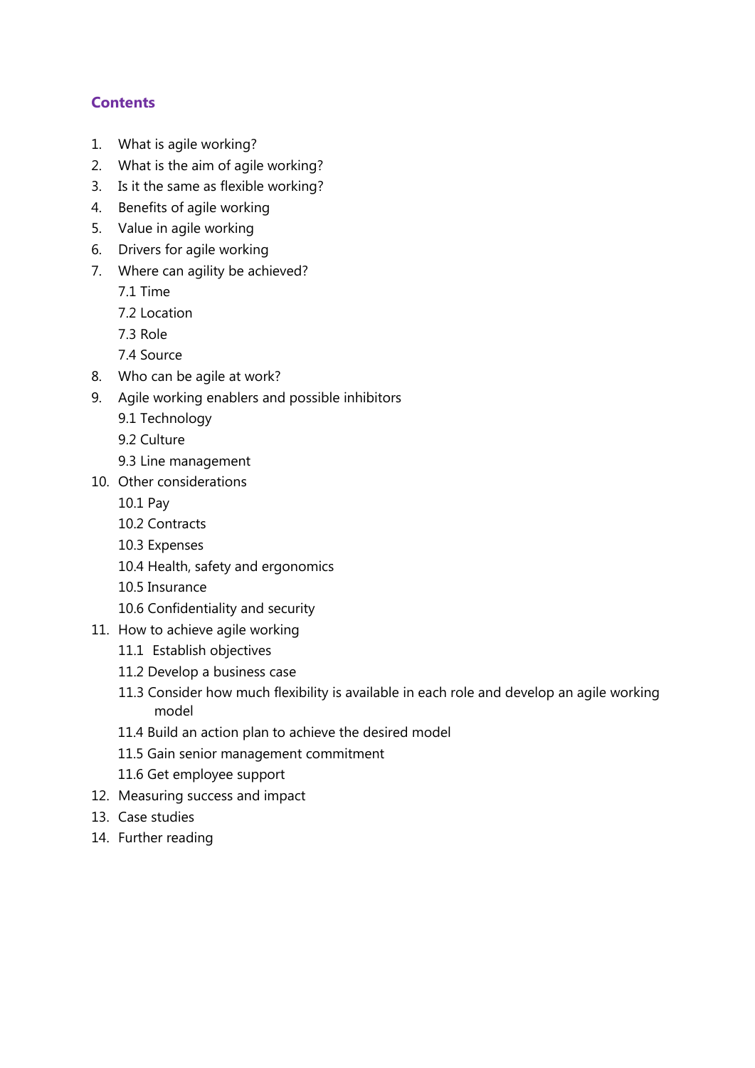## Contents

1. What is agile working?
2. What is the aim of agile working?
3. Is it the same as flexible working?
4. Benefits of agile working
5. Value in agile working
6. Drivers for agile working
7. Where can agility be achieved?
   - 7.1 Time
   - 7.2 Location
   - 7.3 Role
   - 7.4 Source
8. Who can be agile at work?
9. Agile working enablers and possible inhibitors
   - 9.1 Technology
   - 9.2 Culture
   - 9.3 Line management
10. Other considerations
    - 10.1 Pay
    - 10.2 Contracts
    - 10.3 Expenses
    - 10.4 Health, safety and ergonomics
    - 10.5 Insurance
    - 10.6 Confidentiality and security
11. How to achieve agile working
    - 11.1 Establish objectives
    - 11.2 Develop a business case
    - 11.3 Consider how much flexibility is available in each role and develop an agile working model
    - 11.4 Build an action plan to achieve the desired model
    - 11.5 Gain senior management commitment
    - 11.6 Get employee support
12. Measuring success and impact
13. Case studies
14. Further reading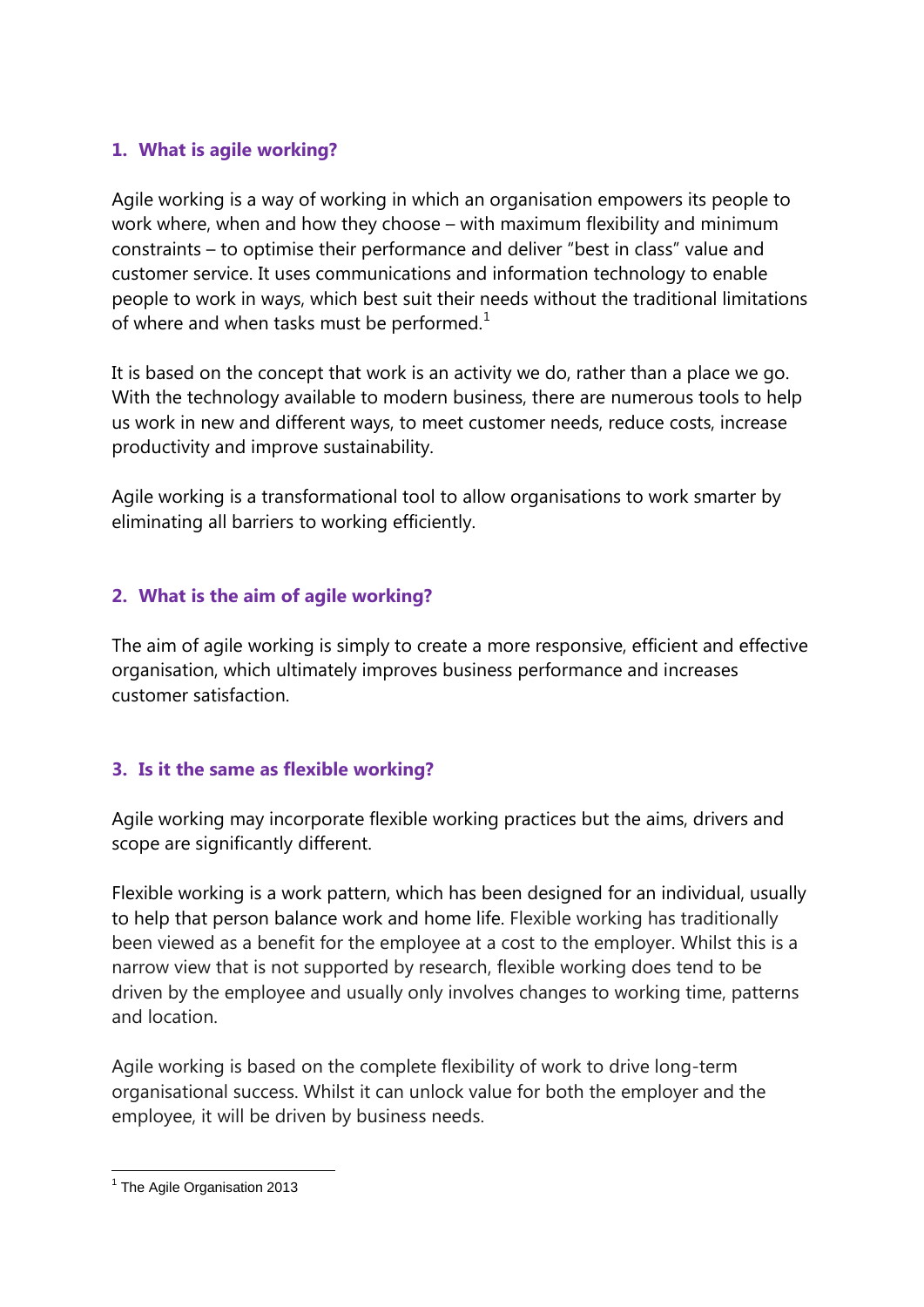## 1. What is agile working?

Agile working is a way of working in which an organisation empowers its people to work where, when and how they choose – with maximum flexibility and minimum constraints – to optimise their performance and deliver "best in class" value and customer service. It uses communications and information technology to enable people to work in ways, which best suit their needs without the traditional limitations of where and when tasks must be performed.[1]

It is based on the concept that work is an activity we do, rather than a place we go. With the technology available to modern business, there are numerous tools to help us work in new and different ways, to meet customer needs, reduce costs, increase productivity and improve sustainability.

Agile working is a transformational tool to allow organisations to work smarter by eliminating all barriers to working efficiently.

## 2. What is the aim of agile working?

The aim of agile working is simply to create a more responsive, efficient and effective organisation, which ultimately improves business performance and increases customer satisfaction.

## 3. Is it the same as flexible working?

Agile working may incorporate flexible working practices but the aims, drivers and scope are significantly different.

Flexible working is a work pattern, which has been designed for an individual, usually to help that person balance work and home life. Flexible working has traditionally been viewed as a benefit for the employee at a cost to the employer. Whilst this is a narrow view that is not supported by research, flexible working does tend to be driven by the employee and usually only involves changes to working time, patterns and location.

Agile working is based on the complete flexibility of work to drive long-term organisational success. Whilst it can unlock value for both the employer and the employee, it will be driven by business needs.

[1] The Agile Organisation 2013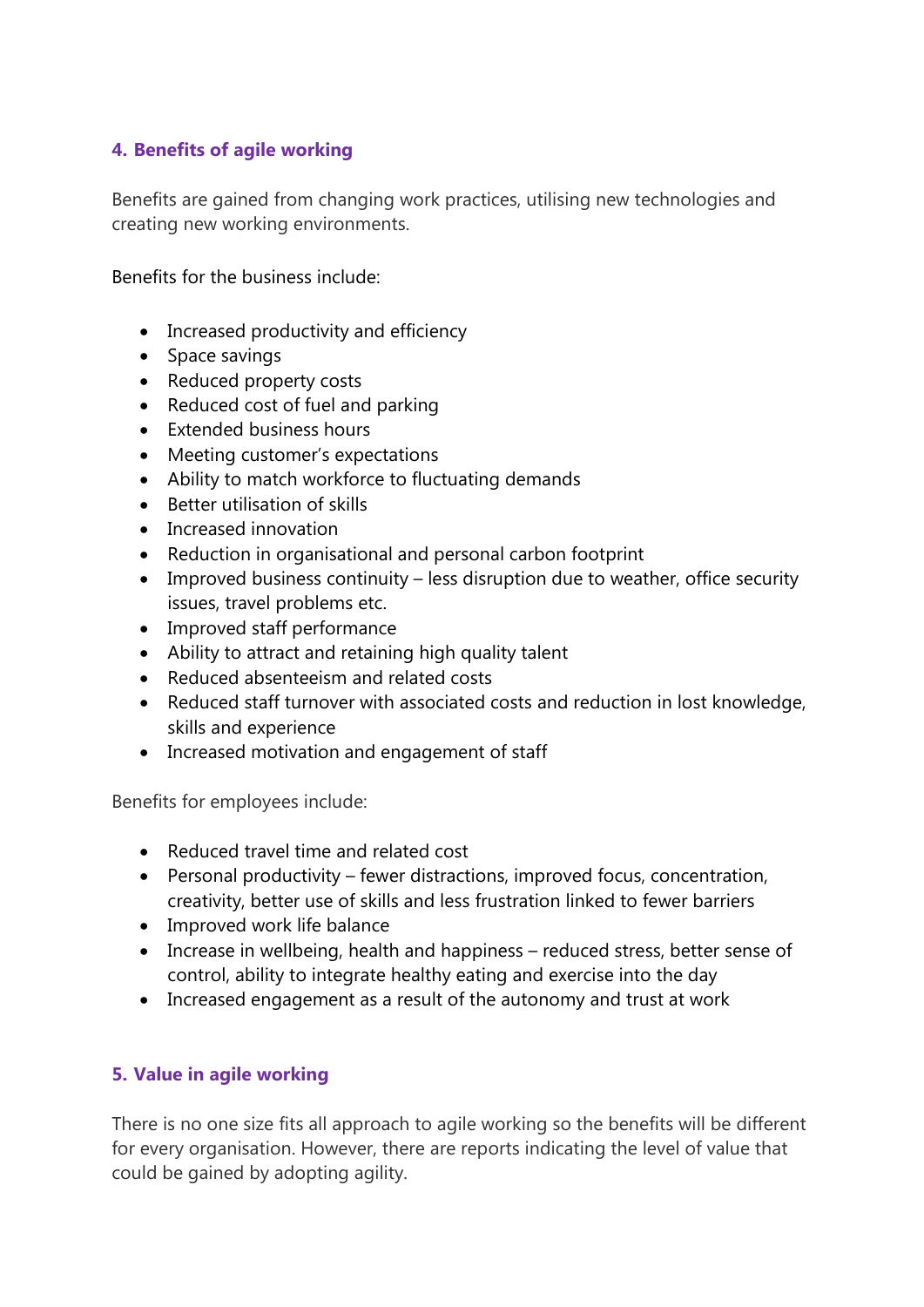## 4. Benefits of agile working

Benefits are gained from changing work practices, utilising new technologies and creating new working environments.

Benefits for the business include:

- Increased productivity and efficiency
- Space savings
- Reduced property costs
- Reduced cost of fuel and parking
- Extended business hours
- Meeting customer's expectations
- Ability to match workforce to fluctuating demands
- Better utilisation of skills
- Increased innovation
- Reduction in organisational and personal carbon footprint
- Improved business continuity – less disruption due to weather, office security issues, travel problems etc.
- Improved staff performance
- Ability to attract and retaining high quality talent
- Reduced absenteeism and related costs
- Reduced staff turnover with associated costs and reduction in lost knowledge, skills and experience
- Increased motivation and engagement of staff

Benefits for employees include:

- Reduced travel time and related cost
- Personal productivity – fewer distractions, improved focus, concentration, creativity, better use of skills and less frustration linked to fewer barriers
- Improved work life balance
- Increase in wellbeing, health and happiness – reduced stress, better sense of control, ability to integrate healthy eating and exercise into the day
- Increased engagement as a result of the autonomy and trust at work

## 5. Value in agile working

There is no one size fits all approach to agile working so the benefits will be different for every organisation. However, there are reports indicating the level of value that could be gained by adopting agility.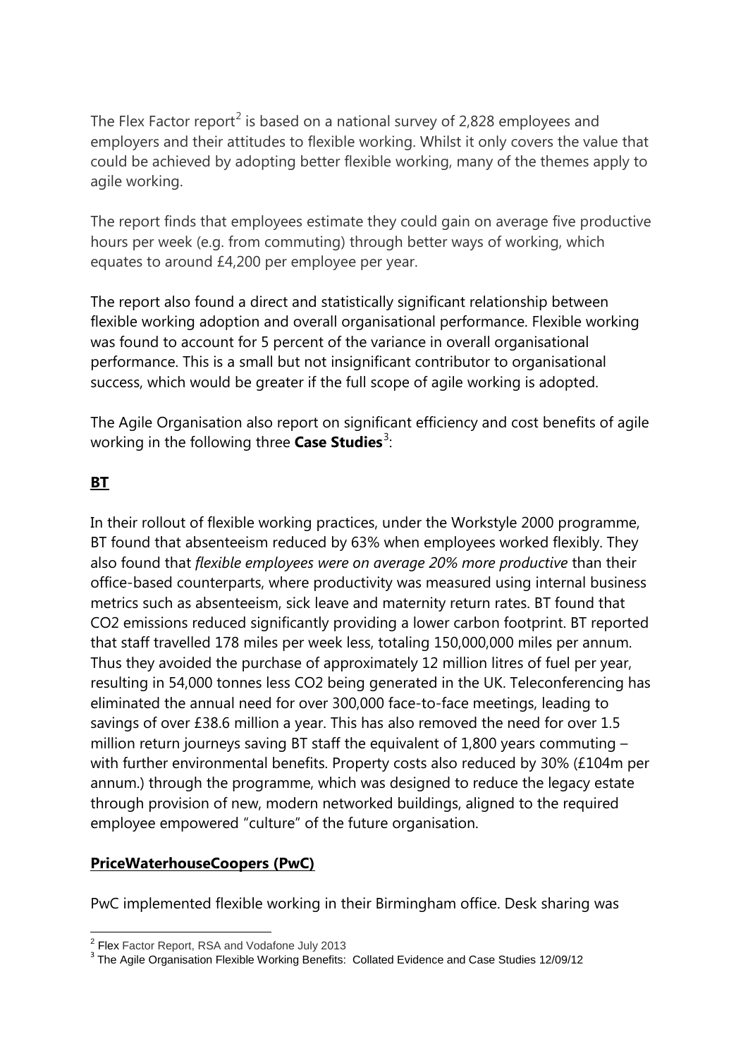The Flex Factor report[2] is based on a national survey of 2,828 employees and employers and their attitudes to flexible working. Whilst it only covers the value that could be achieved by adopting better flexible working, many of the themes apply to agile working.

The report finds that employees estimate they could gain on average five productive hours per week (e.g. from commuting) through better ways of working, which equates to around £4,200 per employee per year.

The report also found a direct and statistically significant relationship between flexible working adoption and overall organisational performance. Flexible working was found to account for 5 percent of the variance in overall organisational performance. This is a small but not insignificant contributor to organisational success, which would be greater if the full scope of agile working is adopted.

The Agile Organisation also report on significant efficiency and cost benefits of agile working in the following three **Case Studies**[3]:

## BT

In their rollout of flexible working practices, under the Workstyle 2000 programme, BT found that absenteeism reduced by 63% when employees worked flexibly. They also found that *flexible employees were on average 20% more productive* than their office-based counterparts, where productivity was measured using internal business metrics such as absenteeism, sick leave and maternity return rates. BT found that $CO_2$ emissions reduced significantly providing a lower carbon footprint. BT reported that staff travelled 178 miles per week less, totaling 150,000,000 miles per annum. Thus they avoided the purchase of approximately 12 million litres of fuel per year, resulting in 54,000 tonnes less $CO_2$ being generated in the UK. Teleconferencing has eliminated the annual need for over 300,000 face-to-face meetings, leading to savings of over £38.6 million a year. This has also removed the need for over 1.5 million return journeys saving BT staff the equivalent of 1,800 years commuting – with further environmental benefits. Property costs also reduced by 30% (£104m per annum.) through the programme, which was designed to reduce the legacy estate through provision of new, modern networked buildings, aligned to the required employee empowered "culture" of the future organisation.

## PriceWaterhouseCoopers (PwC)

PwC implemented flexible working in their Birmingham office. Desk sharing was

---

[2] Flex Factor Report, RSA and Vodafone July 2013

[3] The Agile Organisation Flexible Working Benefits: Collated Evidence and Case Studies 12/09/12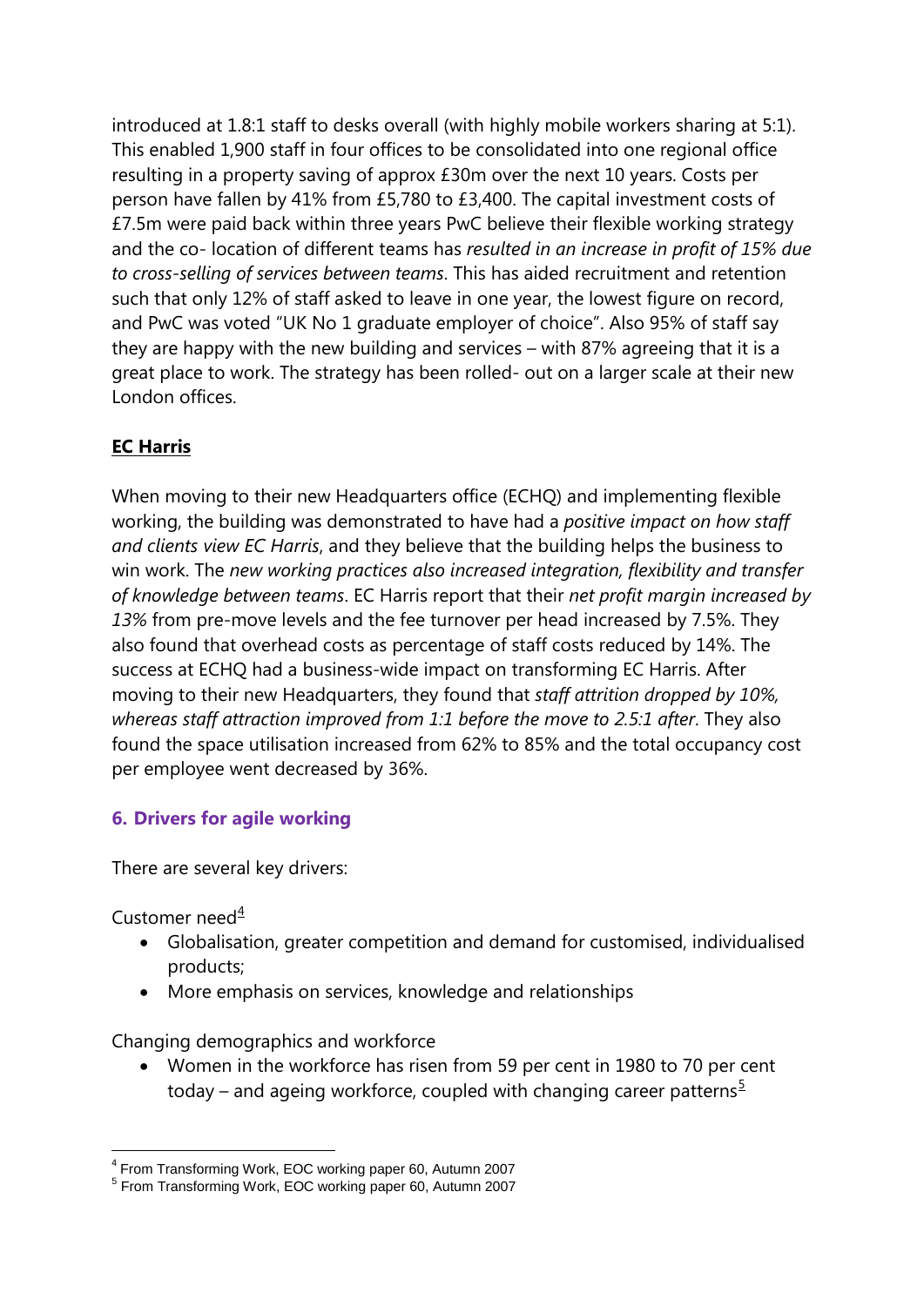introduced at 1.8:1 staff to desks overall (with highly mobile workers sharing at 5:1). This enabled 1,900 staff in four offices to be consolidated into one regional office resulting in a property saving of approx £30m over the next 10 years. Costs per person have fallen by 41% from £5,780 to £3,400. The capital investment costs of £7.5m were paid back within three years PwC believe their flexible working strategy and the co- location of different teams has *resulted in an increase in profit of 15% due to cross-selling of services between teams*. This has aided recruitment and retention such that only 12% of staff asked to leave in one year, the lowest figure on record, and PwC was voted "UK No 1 graduate employer of choice". Also 95% of staff say they are happy with the new building and services – with 87% agreeing that it is a great place to work. The strategy has been rolled- out on a larger scale at their new London offices.

**EC Harris**

When moving to their new Headquarters office (ECHQ) and implementing flexible working, the building was demonstrated to have had a *positive impact on how staff and clients view EC Harris*, and they believe that the building helps the business to win work. The *new working practices also increased integration, flexibility and transfer of knowledge between teams*. EC Harris report that their *net profit margin increased by 13%* from pre-move levels and the fee turnover per head increased by 7.5%. They also found that overhead costs as percentage of staff costs reduced by 14%. The success at ECHQ had a business-wide impact on transforming EC Harris. After moving to their new Headquarters, they found that *staff attrition dropped by 10%, whereas staff attraction improved from 1:1 before the move to 2.5:1 after*. They also found the space utilisation increased from 62% to 85% and the total occupancy cost per employee went decreased by 36%.

## 6. Drivers for agile working

There are several key drivers:

Customer need[4]

- Globalisation, greater competition and demand for customised, individualised products;
- More emphasis on services, knowledge and relationships

Changing demographics and workforce

- Women in the workforce has risen from 59 per cent in 1980 to 70 per cent today – and ageing workforce, coupled with changing career patterns[5]

[4] From Transforming Work, EOC working paper 60, Autumn 2007

[5] From Transforming Work, EOC working paper 60, Autumn 2007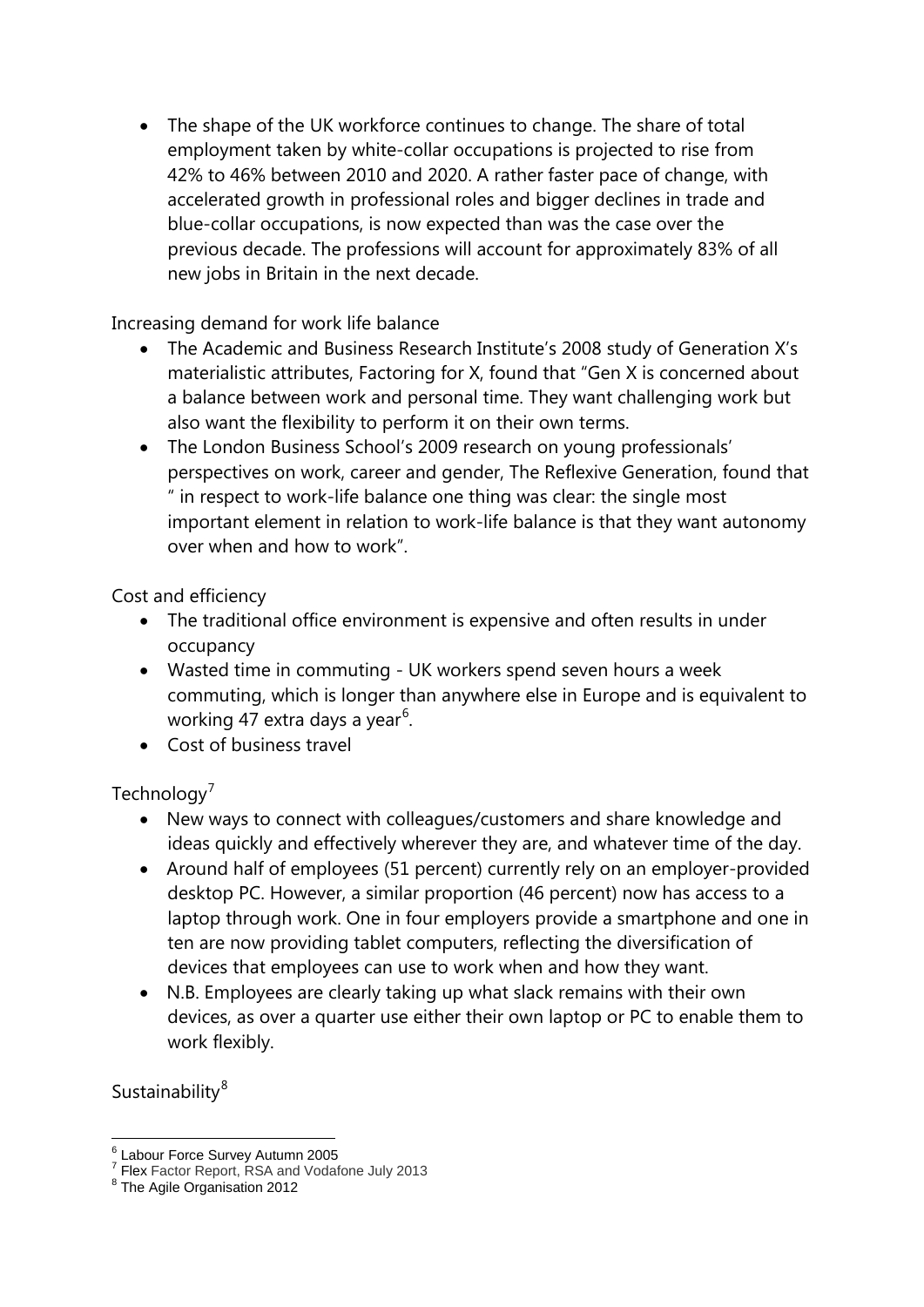- The shape of the UK workforce continues to change. The share of total employment taken by white-collar occupations is projected to rise from 42% to 46% between 2010 and 2020. A rather faster pace of change, with accelerated growth in professional roles and bigger declines in trade and blue-collar occupations, is now expected than was the case over the previous decade. The professions will account for approximately 83% of all new jobs in Britain in the next decade.

Increasing demand for work life balance

- The Academic and Business Research Institute's 2008 study of Generation X's materialistic attributes, Factoring for X, found that "Gen X is concerned about a balance between work and personal time. They want challenging work but also want the flexibility to perform it on their own terms.
- The London Business School's 2009 research on young professionals' perspectives on work, career and gender, The Reflexive Generation, found that " in respect to work-life balance one thing was clear: the single most important element in relation to work-life balance is that they want autonomy over when and how to work".

Cost and efficiency

- The traditional office environment is expensive and often results in under occupancy
- Wasted time in commuting - UK workers spend seven hours a week commuting, which is longer than anywhere else in Europe and is equivalent to working 47 extra days a year[6].
- Cost of business travel

Technology[7]

- New ways to connect with colleagues/customers and share knowledge and ideas quickly and effectively wherever they are, and whatever time of the day.
- Around half of employees (51 percent) currently rely on an employer-provided desktop PC. However, a similar proportion (46 percent) now has access to a laptop through work. One in four employers provide a smartphone and one in ten are now providing tablet computers, reflecting the diversification of devices that employees can use to work when and how they want.
- N.B. Employees are clearly taking up what slack remains with their own devices, as over a quarter use either their own laptop or PC to enable them to work flexibly.

Sustainability[8]

---

[6] Labour Force Survey Autumn 2005
[7] Flex Factor Report, RSA and Vodafone July 2013
[8] The Agile Organisation 2012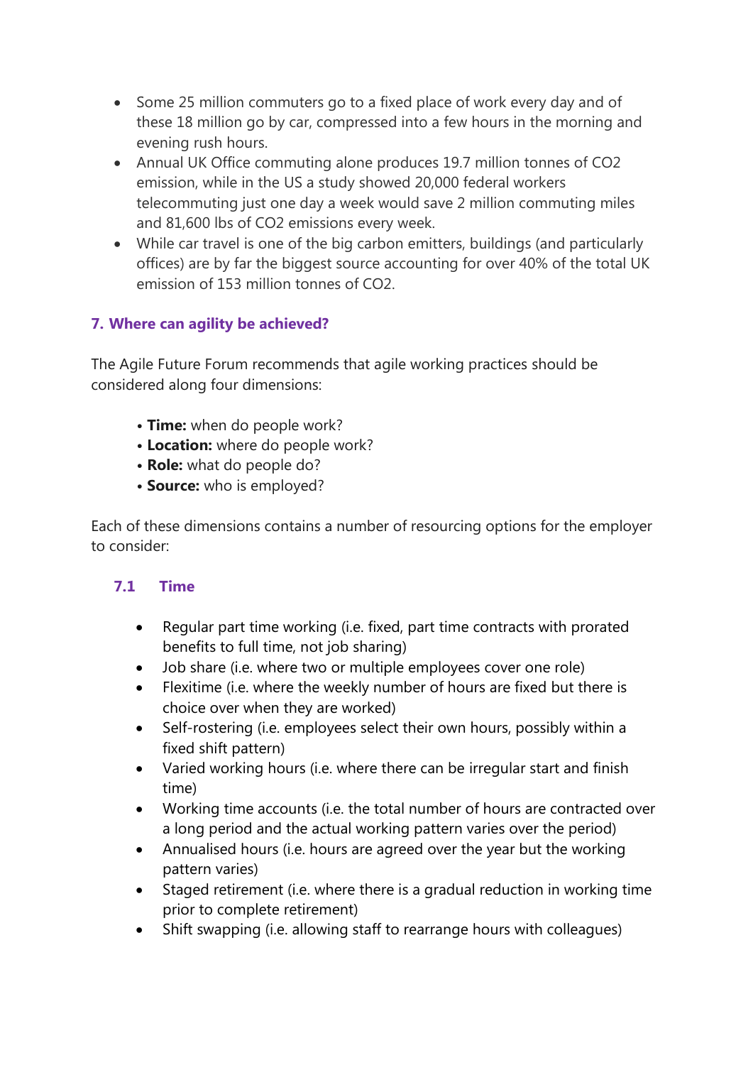- Some 25 million commuters go to a fixed place of work every day and of these 18 million go by car, compressed into a few hours in the morning and evening rush hours.
- Annual UK Office commuting alone produces 19.7 million tonnes of $CO_2$ emission, while in the US a study showed 20,000 federal workers telecommuting just one day a week would save 2 million commuting miles and 81,600 lbs of $CO_2$ emissions every week.
- While car travel is one of the big carbon emitters, buildings (and particularly offices) are by far the biggest source accounting for over 40% of the total UK emission of 153 million tonnes of $CO_2$.

## 7. Where can agility be achieved?

The Agile Future Forum recommends that agile working practices should be considered along four dimensions:

- **Time:** when do people work?
- **Location:** where do people work?
- **Role:** what do people do?
- **Source:** who is employed?

Each of these dimensions contains a number of resourcing options for the employer to consider:

### 7.1 Time

- Regular part time working (i.e. fixed, part time contracts with prorated benefits to full time, not job sharing)
- Job share (i.e. where two or multiple employees cover one role)
- Flexitime (i.e. where the weekly number of hours are fixed but there is choice over when they are worked)
- Self-rostering (i.e. employees select their own hours, possibly within a fixed shift pattern)
- Varied working hours (i.e. where there can be irregular start and finish time)
- Working time accounts (i.e. the total number of hours are contracted over a long period and the actual working pattern varies over the period)
- Annualised hours (i.e. hours are agreed over the year but the working pattern varies)
- Staged retirement (i.e. where there is a gradual reduction in working time prior to complete retirement)
- Shift swapping (i.e. allowing staff to rearrange hours with colleagues)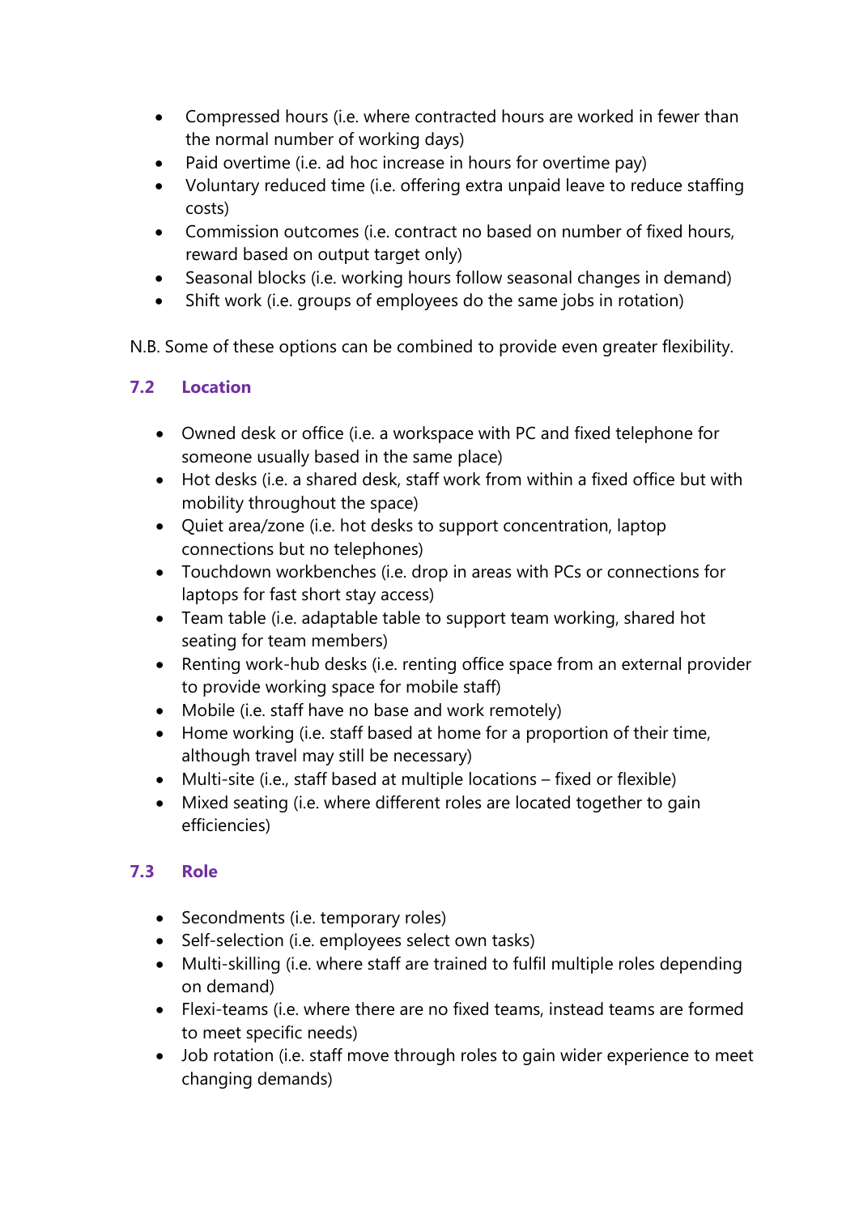- Compressed hours (i.e. where contracted hours are worked in fewer than the normal number of working days)
- Paid overtime (i.e. ad hoc increase in hours for overtime pay)
- Voluntary reduced time (i.e. offering extra unpaid leave to reduce staffing costs)
- Commission outcomes (i.e. contract no based on number of fixed hours, reward based on output target only)
- Seasonal blocks (i.e. working hours follow seasonal changes in demand)
- Shift work (i.e. groups of employees do the same jobs in rotation)

N.B. Some of these options can be combined to provide even greater flexibility.

### 7.2 Location

- Owned desk or office (i.e. a workspace with PC and fixed telephone for someone usually based in the same place)
- Hot desks (i.e. a shared desk, staff work from within a fixed office but with mobility throughout the space)
- Quiet area/zone (i.e. hot desks to support concentration, laptop connections but no telephones)
- Touchdown workbenches (i.e. drop in areas with PCs or connections for laptops for fast short stay access)
- Team table (i.e. adaptable table to support team working, shared hot seating for team members)
- Renting work-hub desks (i.e. renting office space from an external provider to provide working space for mobile staff)
- Mobile (i.e. staff have no base and work remotely)
- Home working (i.e. staff based at home for a proportion of their time, although travel may still be necessary)
- Multi-site (i.e., staff based at multiple locations – fixed or flexible)
- Mixed seating (i.e. where different roles are located together to gain efficiencies)

### 7.3 Role

- Secondments (i.e. temporary roles)
- Self-selection (i.e. employees select own tasks)
- Multi-skilling (i.e. where staff are trained to fulfil multiple roles depending on demand)
- Flexi-teams (i.e. where there are no fixed teams, instead teams are formed to meet specific needs)
- Job rotation (i.e. staff move through roles to gain wider experience to meet changing demands)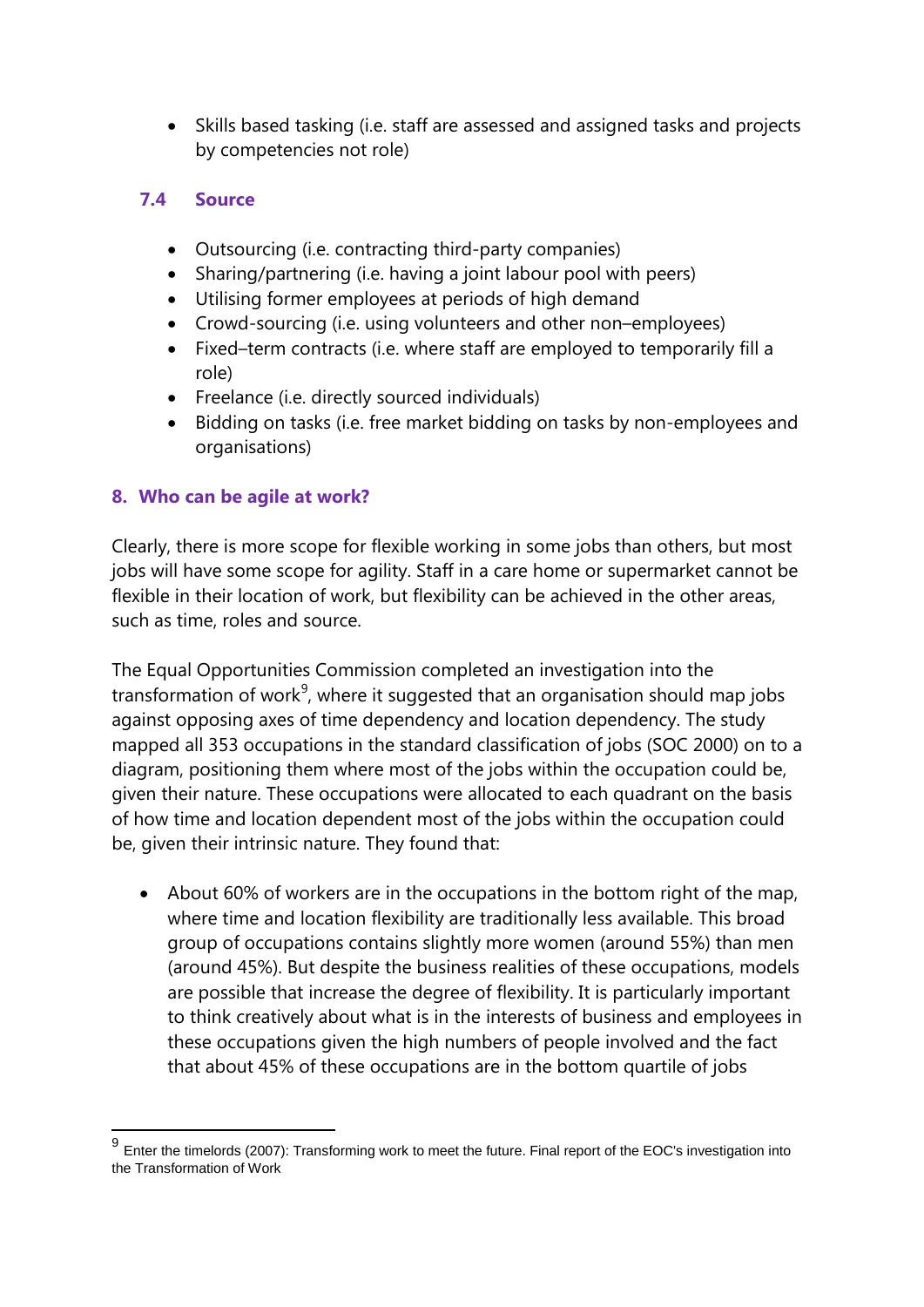- Skills based tasking (i.e. staff are assessed and assigned tasks and projects by competencies not role)

### 7.4 Source

- Outsourcing (i.e. contracting third-party companies)
- Sharing/partnering (i.e. having a joint labour pool with peers)
- Utilising former employees at periods of high demand
- Crowd-sourcing (i.e. using volunteers and other non–employees)
- Fixed–term contracts (i.e. where staff are employed to temporarily fill a role)
- Freelance (i.e. directly sourced individuals)
- Bidding on tasks (i.e. free market bidding on tasks by non-employees and organisations)

## 8. Who can be agile at work?

Clearly, there is more scope for flexible working in some jobs than others, but most jobs will have some scope for agility. Staff in a care home or supermarket cannot be flexible in their location of work, but flexibility can be achieved in the other areas, such as time, roles and source.

The Equal Opportunities Commission completed an investigation into the transformation of work[9], where it suggested that an organisation should map jobs against opposing axes of time dependency and location dependency. The study mapped all 353 occupations in the standard classification of jobs (SOC 2000) on to a diagram, positioning them where most of the jobs within the occupation could be, given their nature. These occupations were allocated to each quadrant on the basis of how time and location dependent most of the jobs within the occupation could be, given their intrinsic nature. They found that:

- About 60% of workers are in the occupations in the bottom right of the map, where time and location flexibility are traditionally less available. This broad group of occupations contains slightly more women (around 55%) than men (around 45%). But despite the business realities of these occupations, models are possible that increase the degree of flexibility. It is particularly important to think creatively about what is in the interests of business and employees in these occupations given the high numbers of people involved and the fact that about 45% of these occupations are in the bottom quartile of jobs

[9] Enter the timelords (2007): Transforming work to meet the future. Final report of the EOC's investigation into the Transformation of Work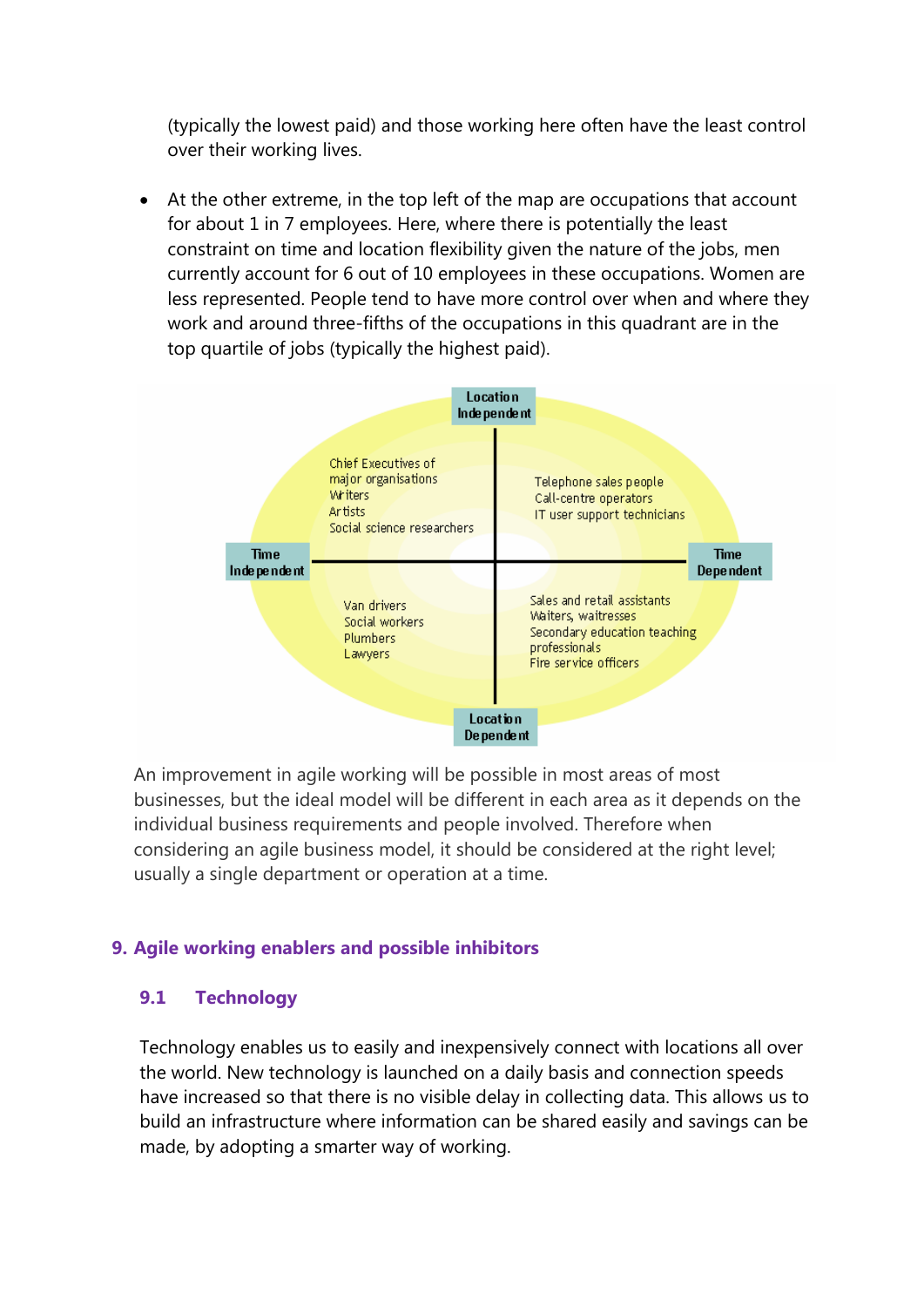(typically the lowest paid) and those working here often have the least control over their working lives.

- At the other extreme, in the top left of the map are occupations that account for about 1 in 7 employees. Here, where there is potentially the least constraint on time and location flexibility given the nature of the jobs, men currently account for 6 out of 10 employees in these occupations. Women are less represented. People tend to have more control over when and where they work and around three-fifths of the occupations in this quadrant are in the top quartile of jobs (typically the highest paid).

Location Independent

Chief Executives of major organisations
Writers
Artists
Social science researchers

Telephone sales people
Call-centre operators
IT user support technicians

Time Independent

Time Dependent

Van drivers
Social workers
Plumbers
Lawyers

Sales and retail assistants
Waiters, waitresses
Secondary education teaching professionals
Fire service officers

Location Dependent

An improvement in agile working will be possible in most areas of most businesses, but the ideal model will be different in each area as it depends on the individual business requirements and people involved. Therefore when considering an agile business model, it should be considered at the right level; usually a single department or operation at a time.

## 9. Agile working enablers and possible inhibitors

### 9.1 Technology

Technology enables us to easily and inexpensively connect with locations all over the world. New technology is launched on a daily basis and connection speeds have increased so that there is no visible delay in collecting data. This allows us to build an infrastructure where information can be shared easily and savings can be made, by adopting a smarter way of working.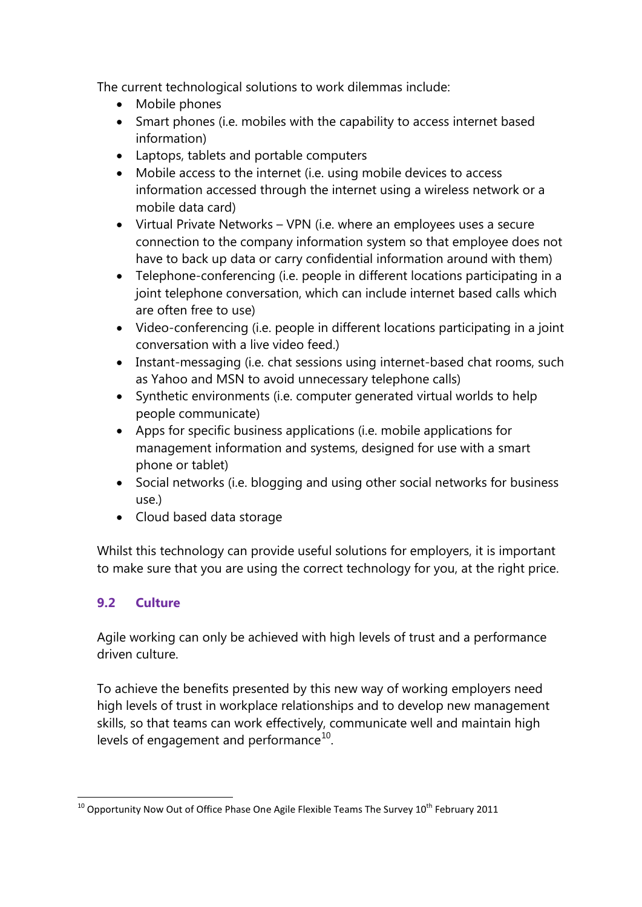The current technological solutions to work dilemmas include:

- Mobile phones
- Smart phones (i.e. mobiles with the capability to access internet based information)
- Laptops, tablets and portable computers
- Mobile access to the internet (i.e. using mobile devices to access information accessed through the internet using a wireless network or a mobile data card)
- Virtual Private Networks – VPN (i.e. where an employees uses a secure connection to the company information system so that employee does not have to back up data or carry confidential information around with them)
- Telephone-conferencing (i.e. people in different locations participating in a joint telephone conversation, which can include internet based calls which are often free to use)
- Video-conferencing (i.e. people in different locations participating in a joint conversation with a live video feed.)
- Instant-messaging (i.e. chat sessions using internet-based chat rooms, such as Yahoo and MSN to avoid unnecessary telephone calls)
- Synthetic environments (i.e. computer generated virtual worlds to help people communicate)
- Apps for specific business applications (i.e. mobile applications for management information and systems, designed for use with a smart phone or tablet)
- Social networks (i.e. blogging and using other social networks for business use.)
- Cloud based data storage

Whilst this technology can provide useful solutions for employers, it is important to make sure that you are using the correct technology for you, at the right price.

### 9.2 Culture

Agile working can only be achieved with high levels of trust and a performance driven culture.

To achieve the benefits presented by this new way of working employers need high levels of trust in workplace relationships and to develop new management skills, so that teams can work effectively, communicate well and maintain high levels of engagement and performance[10].

---

[10] Opportunity Now Out of Office Phase One Agile Flexible Teams The Survey 10th February 2011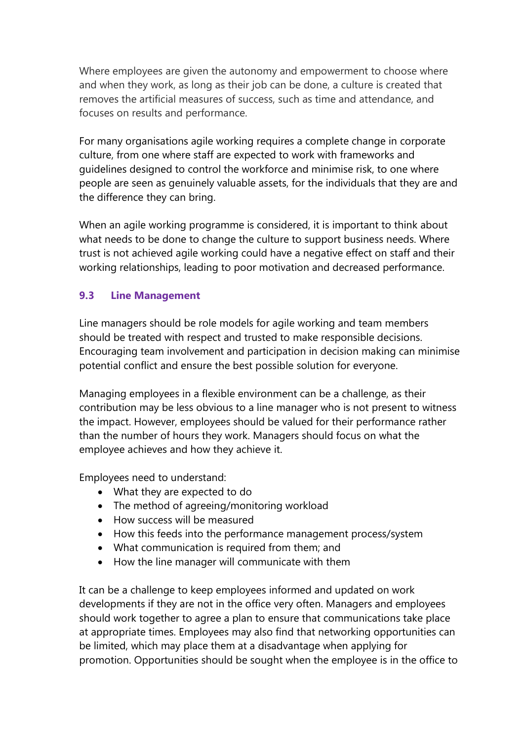Where employees are given the autonomy and empowerment to choose where and when they work, as long as their job can be done, a culture is created that removes the artificial measures of success, such as time and attendance, and focuses on results and performance.

For many organisations agile working requires a complete change in corporate culture, from one where staff are expected to work with frameworks and guidelines designed to control the workforce and minimise risk, to one where people are seen as genuinely valuable assets, for the individuals that they are and the difference they can bring.

When an agile working programme is considered, it is important to think about what needs to be done to change the culture to support business needs. Where trust is not achieved agile working could have a negative effect on staff and their working relationships, leading to poor motivation and decreased performance.

### 9.3 Line Management

Line managers should be role models for agile working and team members should be treated with respect and trusted to make responsible decisions. Encouraging team involvement and participation in decision making can minimise potential conflict and ensure the best possible solution for everyone.

Managing employees in a flexible environment can be a challenge, as their contribution may be less obvious to a line manager who is not present to witness the impact. However, employees should be valued for their performance rather than the number of hours they work. Managers should focus on what the employee achieves and how they achieve it.

Employees need to understand:

- What they are expected to do
- The method of agreeing/monitoring workload
- How success will be measured
- How this feeds into the performance management process/system
- What communication is required from them; and
- How the line manager will communicate with them

It can be a challenge to keep employees informed and updated on work developments if they are not in the office very often. Managers and employees should work together to agree a plan to ensure that communications take place at appropriate times. Employees may also find that networking opportunities can be limited, which may place them at a disadvantage when applying for promotion. Opportunities should be sought when the employee is in the office to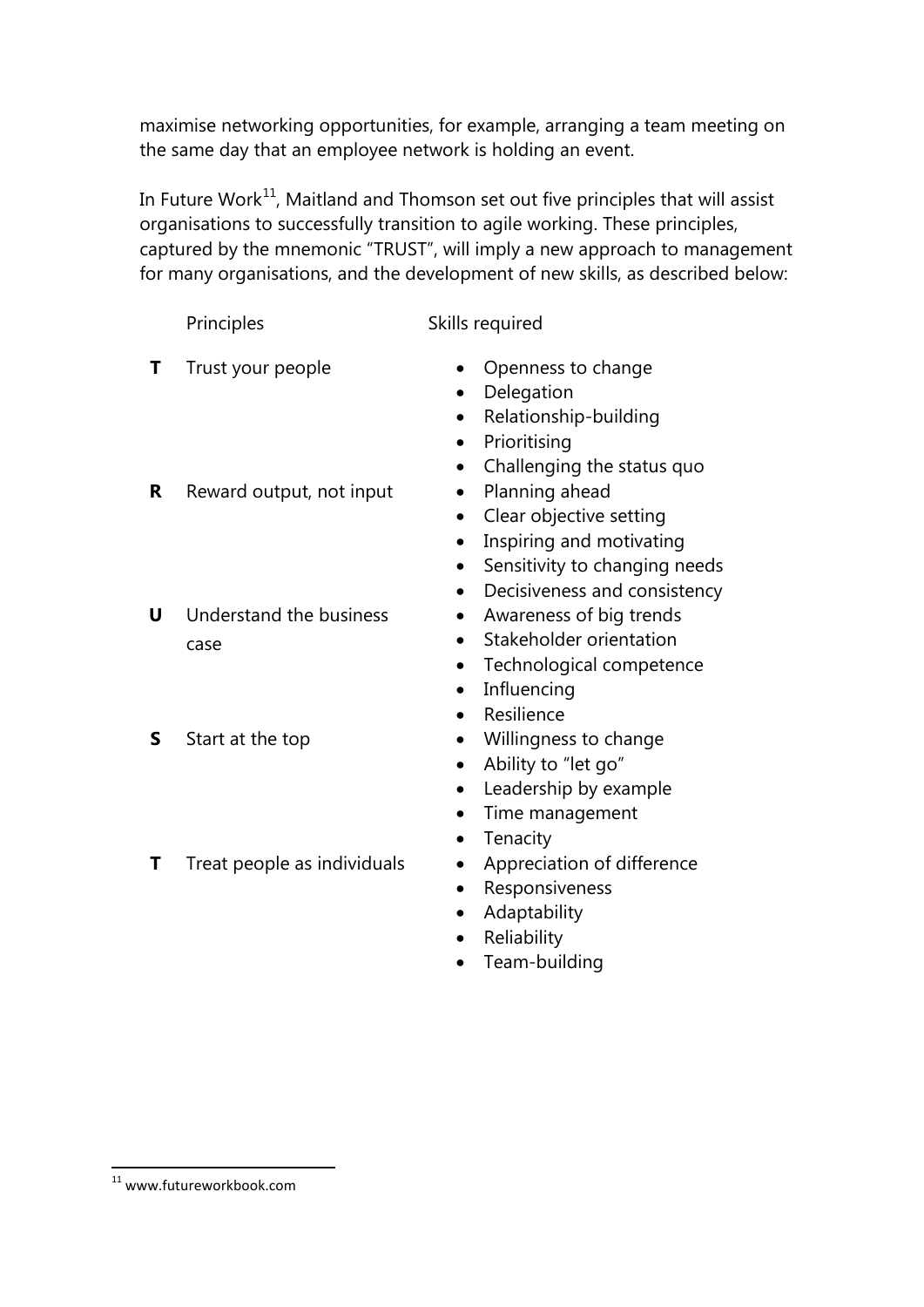maximise networking opportunities, for example, arranging a team meeting on the same day that an employee network is holding an event.

In Future Work[11], Maitland and Thomson set out five principles that will assist organisations to successfully transition to agile working. These principles, captured by the mnemonic "TRUST", will imply a new approach to management for many organisations, and the development of new skills, as described below:

| | Principles | Skills required |
|---|---|---|
| **T** | Trust your people | • Openness to change<br>• Delegation<br>• Relationship-building<br>• Prioritising<br>• Challenging the status quo |
| **R** | Reward output, not input | • Planning ahead<br>• Clear objective setting<br>• Inspiring and motivating<br>• Sensitivity to changing needs<br>• Decisiveness and consistency |
| **U** | Understand the business case | • Awareness of big trends<br>• Stakeholder orientation<br>• Technological competence<br>• Influencing<br>• Resilience |
| **S** | Start at the top | • Willingness to change<br>• Ability to "let go"<br>• Leadership by example<br>• Time management<br>• Tenacity |
| **T** | Treat people as individuals | • Appreciation of difference<br>• Responsiveness<br>• Adaptability<br>• Reliability<br>• Team-building |

[11] www.futureworkbook.com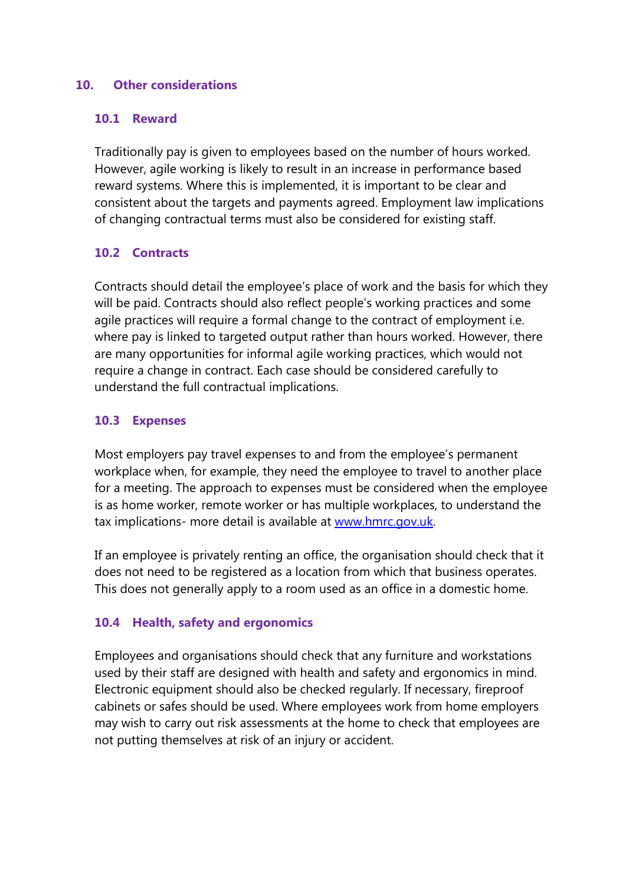## 10. Other considerations

### 10.1 Reward

Traditionally pay is given to employees based on the number of hours worked. However, agile working is likely to result in an increase in performance based reward systems. Where this is implemented, it is important to be clear and consistent about the targets and payments agreed. Employment law implications of changing contractual terms must also be considered for existing staff.

### 10.2 Contracts

Contracts should detail the employee's place of work and the basis for which they will be paid. Contracts should also reflect people's working practices and some agile practices will require a formal change to the contract of employment i.e. where pay is linked to targeted output rather than hours worked. However, there are many opportunities for informal agile working practices, which would not require a change in contract. Each case should be considered carefully to understand the full contractual implications.

### 10.3 Expenses

Most employers pay travel expenses to and from the employee's permanent workplace when, for example, they need the employee to travel to another place for a meeting. The approach to expenses must be considered when the employee is as home worker, remote worker or has multiple workplaces, to understand the tax implications- more detail is available at [www.hmrc.gov.uk](http://www.hmrc.gov.uk).

If an employee is privately renting an office, the organisation should check that it does not need to be registered as a location from which that business operates. This does not generally apply to a room used as an office in a domestic home.

### 10.4 Health, safety and ergonomics

Employees and organisations should check that any furniture and workstations used by their staff are designed with health and safety and ergonomics in mind. Electronic equipment should also be checked regularly. If necessary, fireproof cabinets or safes should be used. Where employees work from home employers may wish to carry out risk assessments at the home to check that employees are not putting themselves at risk of an injury or accident.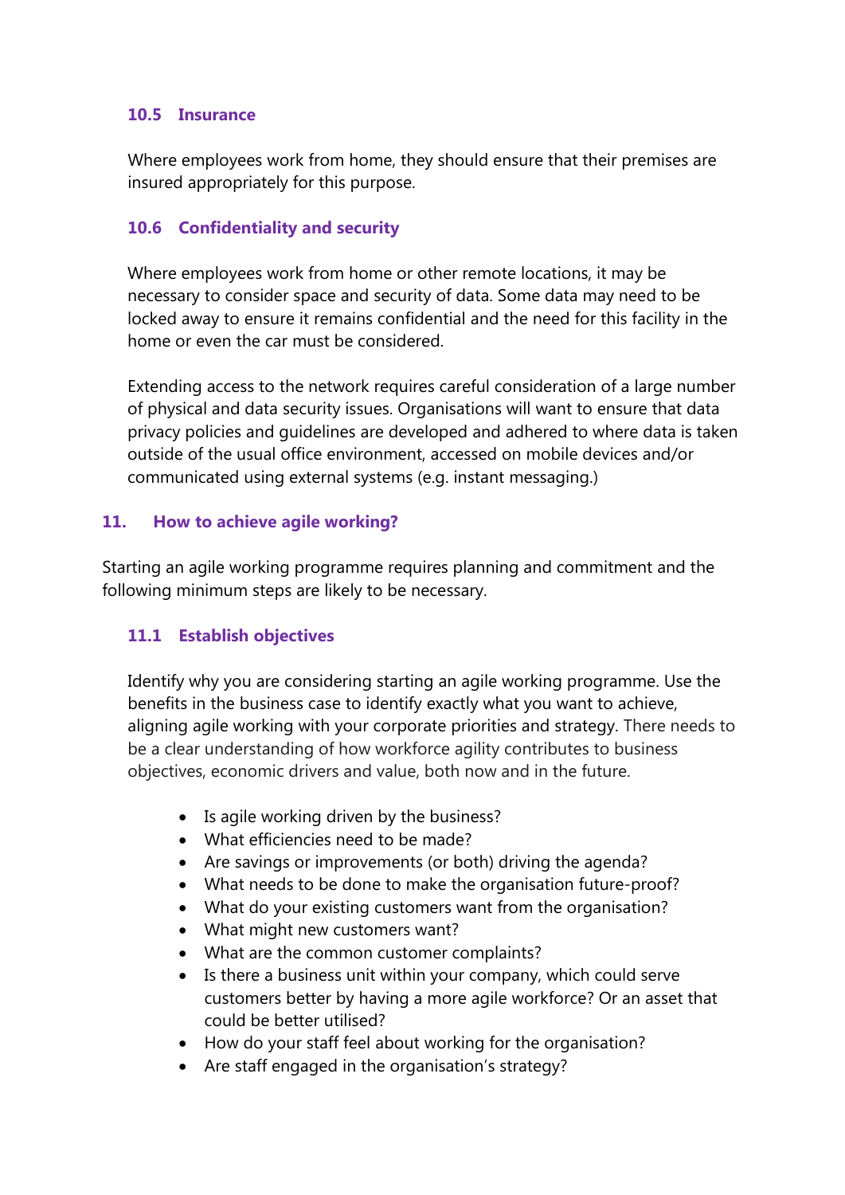### 10.5 Insurance

Where employees work from home, they should ensure that their premises are insured appropriately for this purpose.

### 10.6 Confidentiality and security

Where employees work from home or other remote locations, it may be necessary to consider space and security of data. Some data may need to be locked away to ensure it remains confidential and the need for this facility in the home or even the car must be considered.

Extending access to the network requires careful consideration of a large number of physical and data security issues. Organisations will want to ensure that data privacy policies and guidelines are developed and adhered to where data is taken outside of the usual office environment, accessed on mobile devices and/or communicated using external systems (e.g. instant messaging.)

## 11. How to achieve agile working?

Starting an agile working programme requires planning and commitment and the following minimum steps are likely to be necessary.

### 11.1 Establish objectives

Identify why you are considering starting an agile working programme. Use the benefits in the business case to identify exactly what you want to achieve, aligning agile working with your corporate priorities and strategy. There needs to be a clear understanding of how workforce agility contributes to business objectives, economic drivers and value, both now and in the future.

- Is agile working driven by the business?
- What efficiencies need to be made?
- Are savings or improvements (or both) driving the agenda?
- What needs to be done to make the organisation future-proof?
- What do your existing customers want from the organisation?
- What might new customers want?
- What are the common customer complaints?
- Is there a business unit within your company, which could serve customers better by having a more agile workforce? Or an asset that could be better utilised?
- How do your staff feel about working for the organisation?
- Are staff engaged in the organisation's strategy?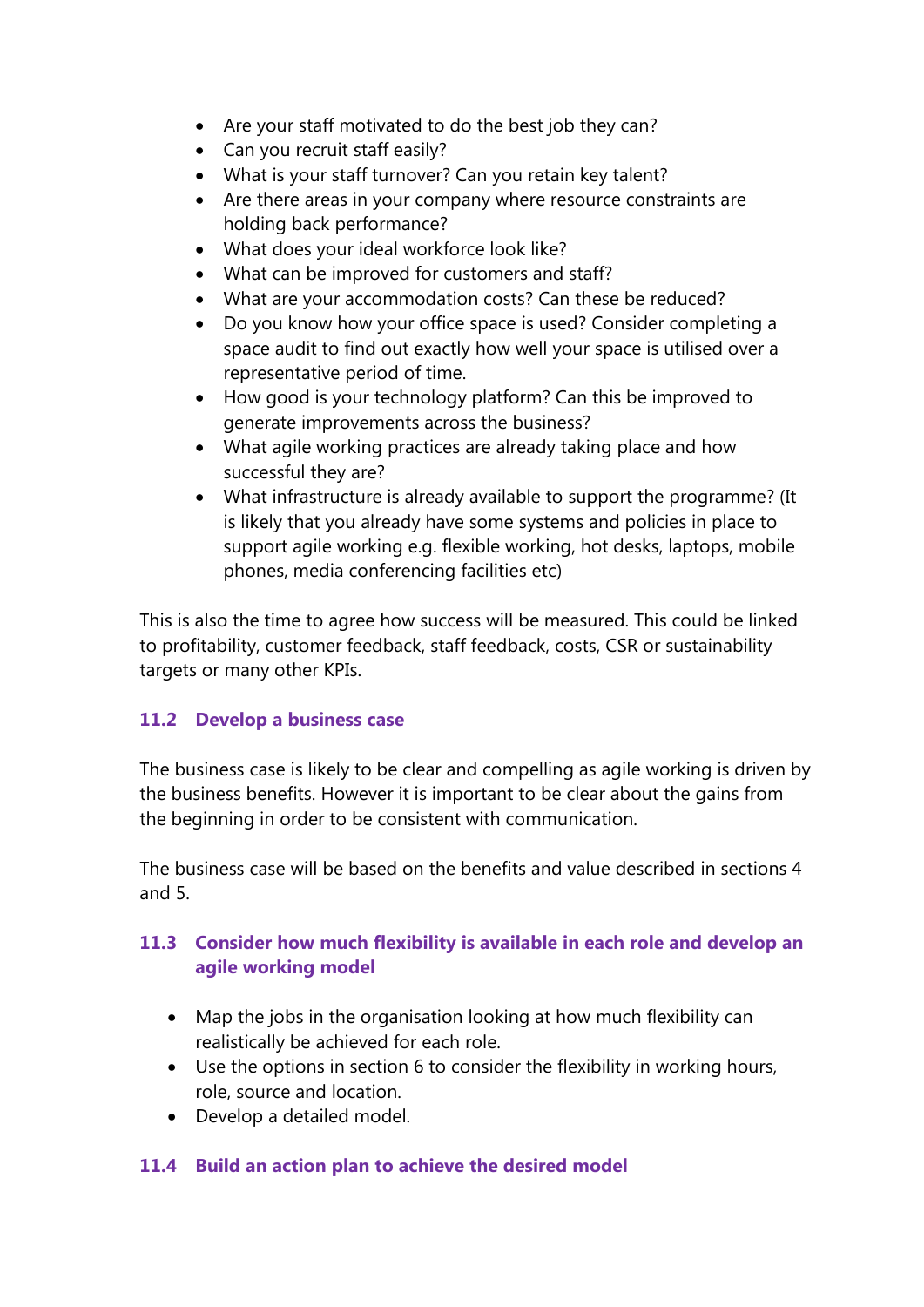- Are your staff motivated to do the best job they can?
- Can you recruit staff easily?
- What is your staff turnover? Can you retain key talent?
- Are there areas in your company where resource constraints are holding back performance?
- What does your ideal workforce look like?
- What can be improved for customers and staff?
- What are your accommodation costs? Can these be reduced?
- Do you know how your office space is used? Consider completing a space audit to find out exactly how well your space is utilised over a representative period of time.
- How good is your technology platform? Can this be improved to generate improvements across the business?
- What agile working practices are already taking place and how successful they are?
- What infrastructure is already available to support the programme? (It is likely that you already have some systems and policies in place to support agile working e.g. flexible working, hot desks, laptops, mobile phones, media conferencing facilities etc)

This is also the time to agree how success will be measured. This could be linked to profitability, customer feedback, staff feedback, costs, CSR or sustainability targets or many other KPIs.

### 11.2 Develop a business case

The business case is likely to be clear and compelling as agile working is driven by the business benefits. However it is important to be clear about the gains from the beginning in order to be consistent with communication.

The business case will be based on the benefits and value described in sections 4 and 5.

### 11.3 Consider how much flexibility is available in each role and develop an agile working model

- Map the jobs in the organisation looking at how much flexibility can realistically be achieved for each role.
- Use the options in section 6 to consider the flexibility in working hours, role, source and location.
- Develop a detailed model.

### 11.4 Build an action plan to achieve the desired model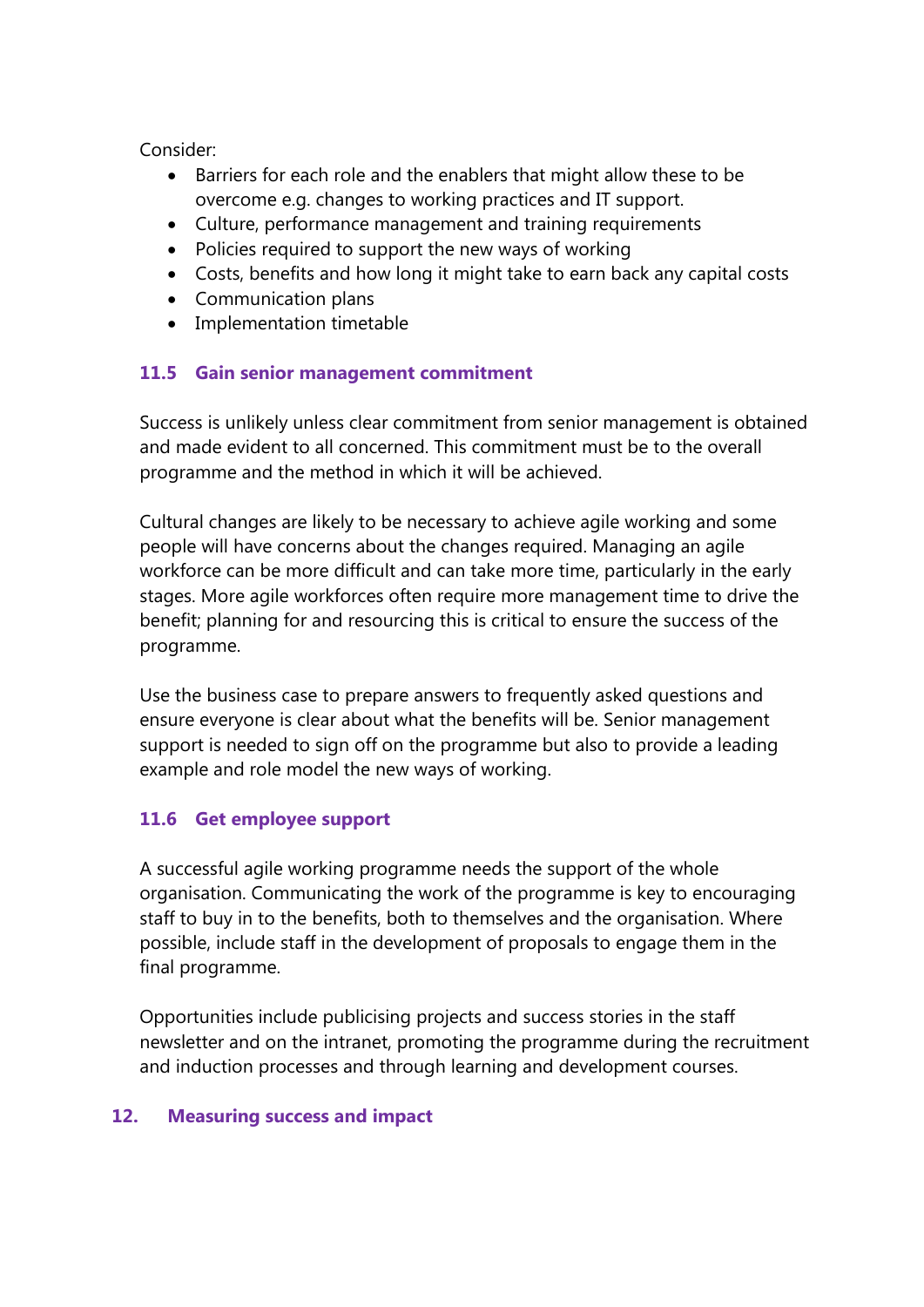Consider:

- Barriers for each role and the enablers that might allow these to be overcome e.g. changes to working practices and IT support.
- Culture, performance management and training requirements
- Policies required to support the new ways of working
- Costs, benefits and how long it might take to earn back any capital costs
- Communication plans
- Implementation timetable

### 11.5 Gain senior management commitment

Success is unlikely unless clear commitment from senior management is obtained and made evident to all concerned. This commitment must be to the overall programme and the method in which it will be achieved.

Cultural changes are likely to be necessary to achieve agile working and some people will have concerns about the changes required. Managing an agile workforce can be more difficult and can take more time, particularly in the early stages. More agile workforces often require more management time to drive the benefit; planning for and resourcing this is critical to ensure the success of the programme.

Use the business case to prepare answers to frequently asked questions and ensure everyone is clear about what the benefits will be. Senior management support is needed to sign off on the programme but also to provide a leading example and role model the new ways of working.

### 11.6 Get employee support

A successful agile working programme needs the support of the whole organisation. Communicating the work of the programme is key to encouraging staff to buy in to the benefits, both to themselves and the organisation. Where possible, include staff in the development of proposals to engage them in the final programme.

Opportunities include publicising projects and success stories in the staff newsletter and on the intranet, promoting the programme during the recruitment and induction processes and through learning and development courses.

## 12. Measuring success and impact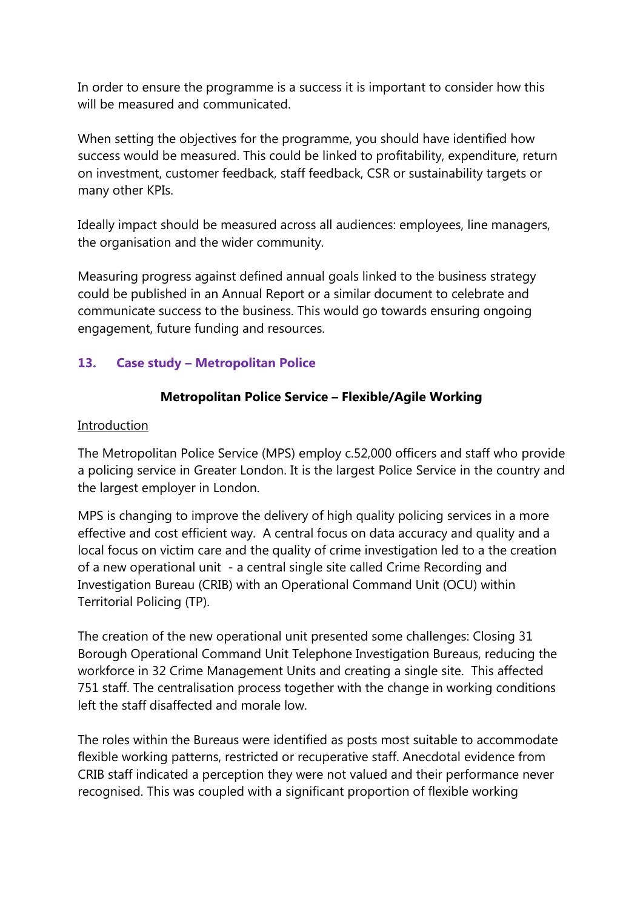In order to ensure the programme is a success it is important to consider how this will be measured and communicated.

When setting the objectives for the programme, you should have identified how success would be measured. This could be linked to profitability, expenditure, return on investment, customer feedback, staff feedback, CSR or sustainability targets or many other KPIs.

Ideally impact should be measured across all audiences: employees, line managers, the organisation and the wider community.

Measuring progress against defined annual goals linked to the business strategy could be published in an Annual Report or a similar document to celebrate and communicate success to the business. This would go towards ensuring ongoing engagement, future funding and resources.

## 13. Case study – Metropolitan Police

**Metropolitan Police Service – Flexible/Agile Working**

<u>Introduction</u>

The Metropolitan Police Service (MPS) employ c.52,000 officers and staff who provide a policing service in Greater London. It is the largest Police Service in the country and the largest employer in London.

MPS is changing to improve the delivery of high quality policing services in a more effective and cost efficient way. A central focus on data accuracy and quality and a local focus on victim care and the quality of crime investigation led to a the creation of a new operational unit - a central single site called Crime Recording and Investigation Bureau (CRIB) with an Operational Command Unit (OCU) within Territorial Policing (TP).

The creation of the new operational unit presented some challenges: Closing 31 Borough Operational Command Unit Telephone Investigation Bureaus, reducing the workforce in 32 Crime Management Units and creating a single site. This affected 751 staff. The centralisation process together with the change in working conditions left the staff disaffected and morale low.

The roles within the Bureaus were identified as posts most suitable to accommodate flexible working patterns, restricted or recuperative staff. Anecdotal evidence from CRIB staff indicated a perception they were not valued and their performance never recognised. This was coupled with a significant proportion of flexible working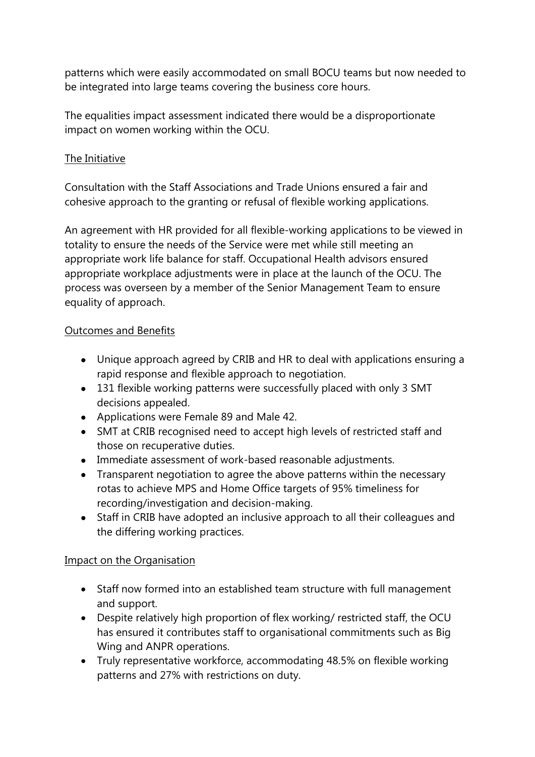patterns which were easily accommodated on small BOCU teams but now needed to be integrated into large teams covering the business core hours.

The equalities impact assessment indicated there would be a disproportionate impact on women working within the OCU.

## The Initiative

Consultation with the Staff Associations and Trade Unions ensured a fair and cohesive approach to the granting or refusal of flexible working applications.

An agreement with HR provided for all flexible-working applications to be viewed in totality to ensure the needs of the Service were met while still meeting an appropriate work life balance for staff. Occupational Health advisors ensured appropriate workplace adjustments were in place at the launch of the OCU. The process was overseen by a member of the Senior Management Team to ensure equality of approach.

## Outcomes and Benefits

- Unique approach agreed by CRIB and HR to deal with applications ensuring a rapid response and flexible approach to negotiation.
- 131 flexible working patterns were successfully placed with only 3 SMT decisions appealed.
- Applications were Female 89 and Male 42.
- SMT at CRIB recognised need to accept high levels of restricted staff and those on recuperative duties.
- Immediate assessment of work-based reasonable adjustments.
- Transparent negotiation to agree the above patterns within the necessary rotas to achieve MPS and Home Office targets of 95% timeliness for recording/investigation and decision-making.
- Staff in CRIB have adopted an inclusive approach to all their colleagues and the differing working practices.

## Impact on the Organisation

- Staff now formed into an established team structure with full management and support.
- Despite relatively high proportion of flex working/ restricted staff, the OCU has ensured it contributes staff to organisational commitments such as Big Wing and ANPR operations.
- Truly representative workforce, accommodating 48.5% on flexible working patterns and 27% with restrictions on duty.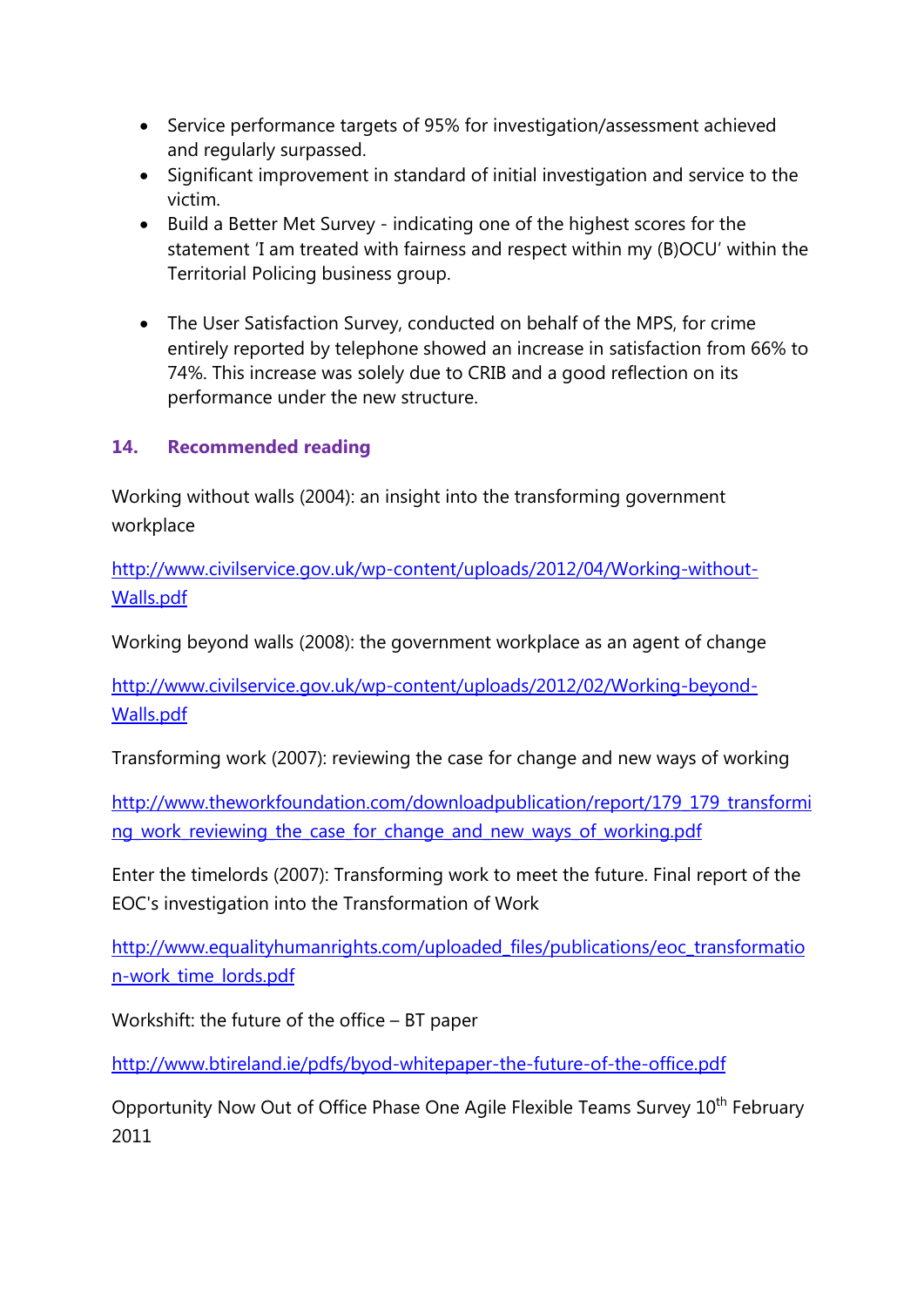- Service performance targets of 95% for investigation/assessment achieved and regularly surpassed.
- Significant improvement in standard of initial investigation and service to the victim.
- Build a Better Met Survey - indicating one of the highest scores for the statement 'I am treated with fairness and respect within my (B)OCU' within the Territorial Policing business group.

- The User Satisfaction Survey, conducted on behalf of the MPS, for crime entirely reported by telephone showed an increase in satisfaction from 66% to 74%. This increase was solely due to CRIB and a good reflection on its performance under the new structure.

## 14. Recommended reading

Working without walls (2004): an insight into the transforming government workplace

http://www.civilservice.gov.uk/wp-content/uploads/2012/04/Working-without-Walls.pdf

Working beyond walls (2008): the government workplace as an agent of change

http://www.civilservice.gov.uk/wp-content/uploads/2012/02/Working-beyond-Walls.pdf

Transforming work (2007): reviewing the case for change and new ways of working

http://www.theworkfoundation.com/downloadpublication/report/179_179_transforming_work_reviewing_the_case_for_change_and_new_ways_of_working.pdf

Enter the timelords (2007): Transforming work to meet the future. Final report of the EOC's investigation into the Transformation of Work

http://www.equalityhumanrights.com/uploaded_files/publications/eoc_transformation-work_time_lords.pdf

Workshift: the future of the office – BT paper

http://www.btireland.ie/pdfs/byod-whitepaper-the-future-of-the-office.pdf

Opportunity Now Out of Office Phase One Agile Flexible Teams Survey 10th February 2011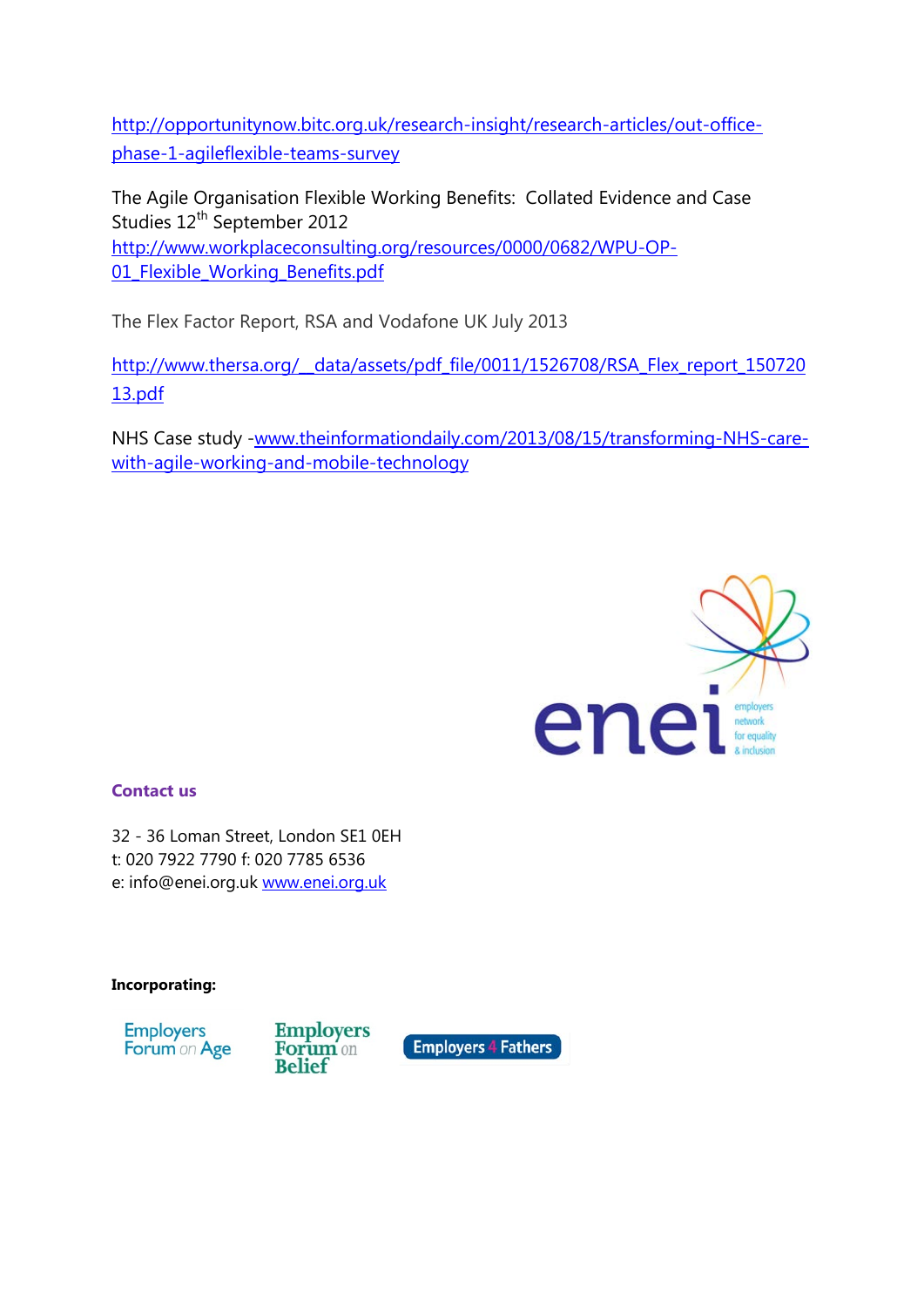http://opportunitynow.bitc.org.uk/research-insight/research-articles/out-office-phase-1-agileflexible-teams-survey

The Agile Organisation Flexible Working Benefits: Collated Evidence and Case Studies 12th September 2012
http://www.workplaceconsulting.org/resources/0000/0682/WPU-OP-01_Flexible_Working_Benefits.pdf

The Flex Factor Report, RSA and Vodafone UK July 2013

http://www.thersa.org/__data/assets/pdf_file/0011/1526708/RSA_Flex_report_15072013.pdf

NHS Case study -www.theinformationdaily.com/2013/08/15/transforming-NHS-care-with-agile-working-and-mobile-technology

enei employers network for equality & inclusion

**Contact us**

32 - 36 Loman Street, London SE1 0EH
t: 020 7922 7790 f: 020 7785 6536
e: info@enei.org.uk www.enei.org.uk

**Incorporating:**

Employers Forum on Age

Employers Forum on Belief

Employers 4 Fathers